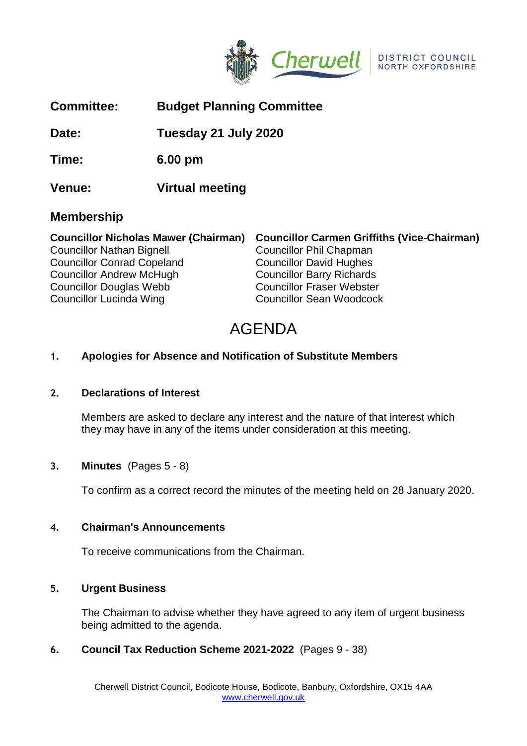Cherwell DISTRICT COUNCIL NORTH OXFORDSHIRE

**Committee:** **Budget Planning Committee**

**Date:** **Tuesday 21 July 2020**

**Time:** **6.00 pm**

**Venue:** **Virtual meeting**

## Membership

| | |
|---|---|
| **Councillor Nicholas Mawer (Chairman)** | **Councillor Carmen Griffiths (Vice-Chairman)** |
| Councillor Nathan Bignell | Councillor Phil Chapman |
| Councillor Conrad Copeland | Councillor David Hughes |
| Councillor Andrew McHugh | Councillor Barry Richards |
| Councillor Douglas Webb | Councillor Fraser Webster |
| Councillor Lucinda Wing | Councillor Sean Woodcock |

# AGENDA

**1. Apologies for Absence and Notification of Substitute Members**

**2. Declarations of Interest**

Members are asked to declare any interest and the nature of that interest which they may have in any of the items under consideration at this meeting.

**3. Minutes** (Pages 5 - 8)

To confirm as a correct record the minutes of the meeting held on 28 January 2020.

**4. Chairman's Announcements**

To receive communications from the Chairman.

**5. Urgent Business**

The Chairman to advise whether they have agreed to any item of urgent business being admitted to the agenda.

**6. Council Tax Reduction Scheme 2021-2022** (Pages 9 - 38)

Cherwell District Council, Bodicote House, Bodicote, Banbury, Oxfordshire, OX15 4AA
www.cherwell.gov.uk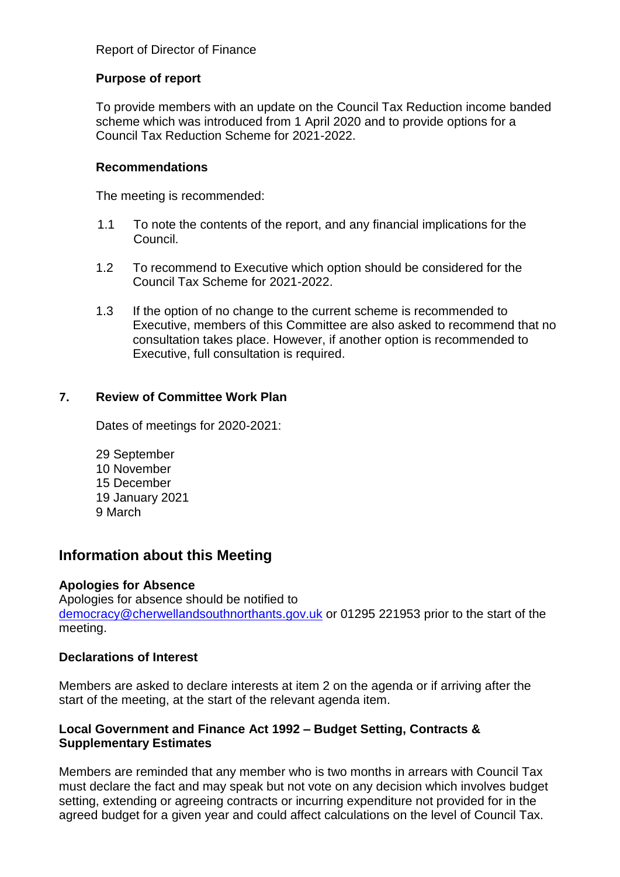Report of Director of Finance

**Purpose of report**

To provide members with an update on the Council Tax Reduction income banded scheme which was introduced from 1 April 2020 and to provide options for a Council Tax Reduction Scheme for 2021-2022.

**Recommendations**

The meeting is recommended:

1.1 To note the contents of the report, and any financial implications for the Council.

1.2 To recommend to Executive which option should be considered for the Council Tax Scheme for 2021-2022.

1.3 If the option of no change to the current scheme is recommended to Executive, members of this Committee are also asked to recommend that no consultation takes place. However, if another option is recommended to Executive, full consultation is required.

**7. Review of Committee Work Plan**

Dates of meetings for 2020-2021:

29 September
10 November
15 December
19 January 2021
9 March

## Information about this Meeting

**Apologies for Absence**
Apologies for absence should be notified to democracy@cherwellandsouthnorthants.gov.uk or 01295 221953 prior to the start of the meeting.

**Declarations of Interest**

Members are asked to declare interests at item 2 on the agenda or if arriving after the start of the meeting, at the start of the relevant agenda item.

**Local Government and Finance Act 1992 – Budget Setting, Contracts & Supplementary Estimates**

Members are reminded that any member who is two months in arrears with Council Tax must declare the fact and may speak but not vote on any decision which involves budget setting, extending or agreeing contracts or incurring expenditure not provided for in the agreed budget for a given year and could affect calculations on the level of Council Tax.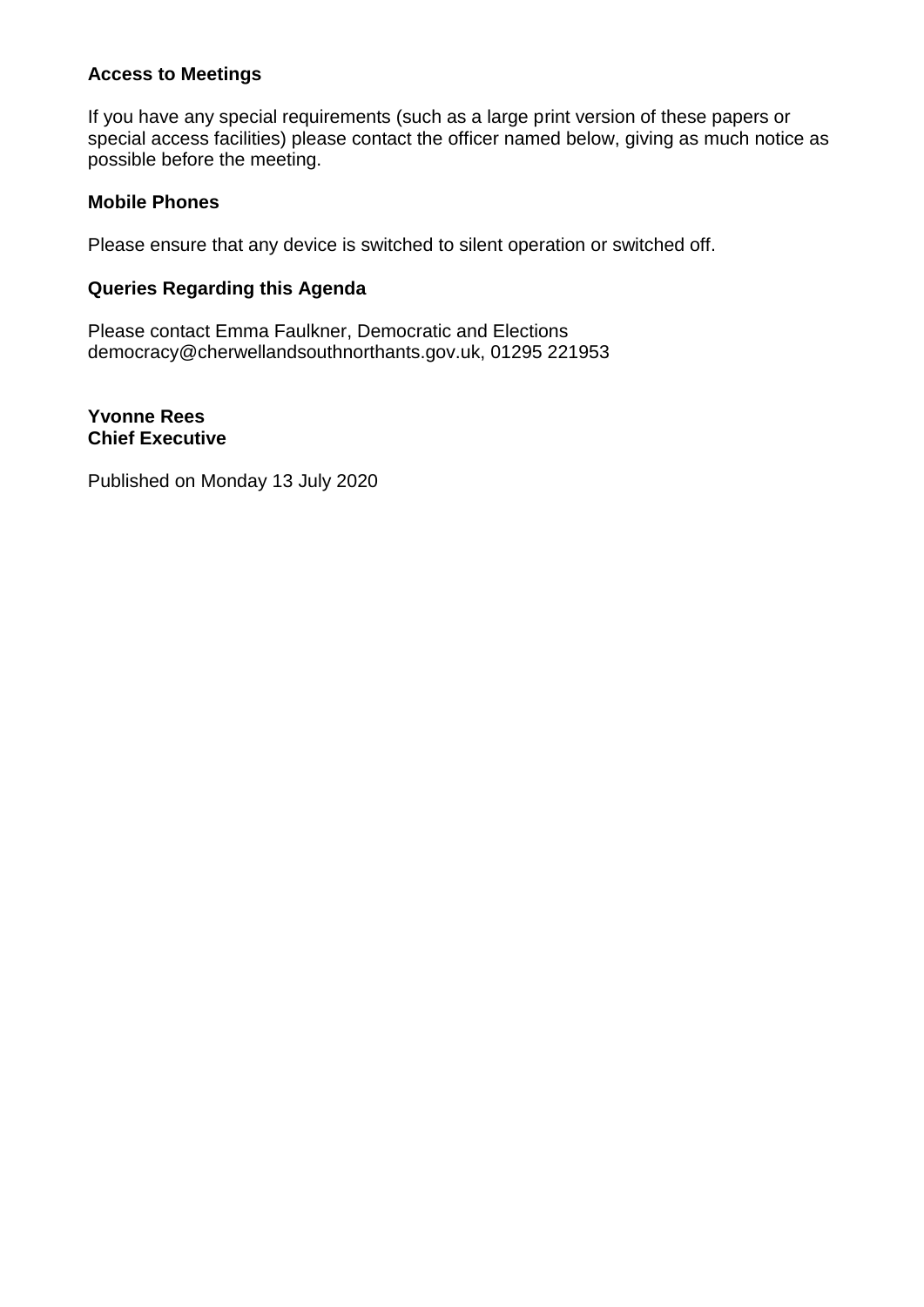**Access to Meetings**

If you have any special requirements (such as a large print version of these papers or special access facilities) please contact the officer named below, giving as much notice as possible before the meeting.

**Mobile Phones**

Please ensure that any device is switched to silent operation or switched off.

**Queries Regarding this Agenda**

Please contact Emma Faulkner, Democratic and Elections
democracy@cherwellandsouthnorthants.gov.uk, 01295 221953

**Yvonne Rees**
**Chief Executive**

Published on Monday 13 July 2020